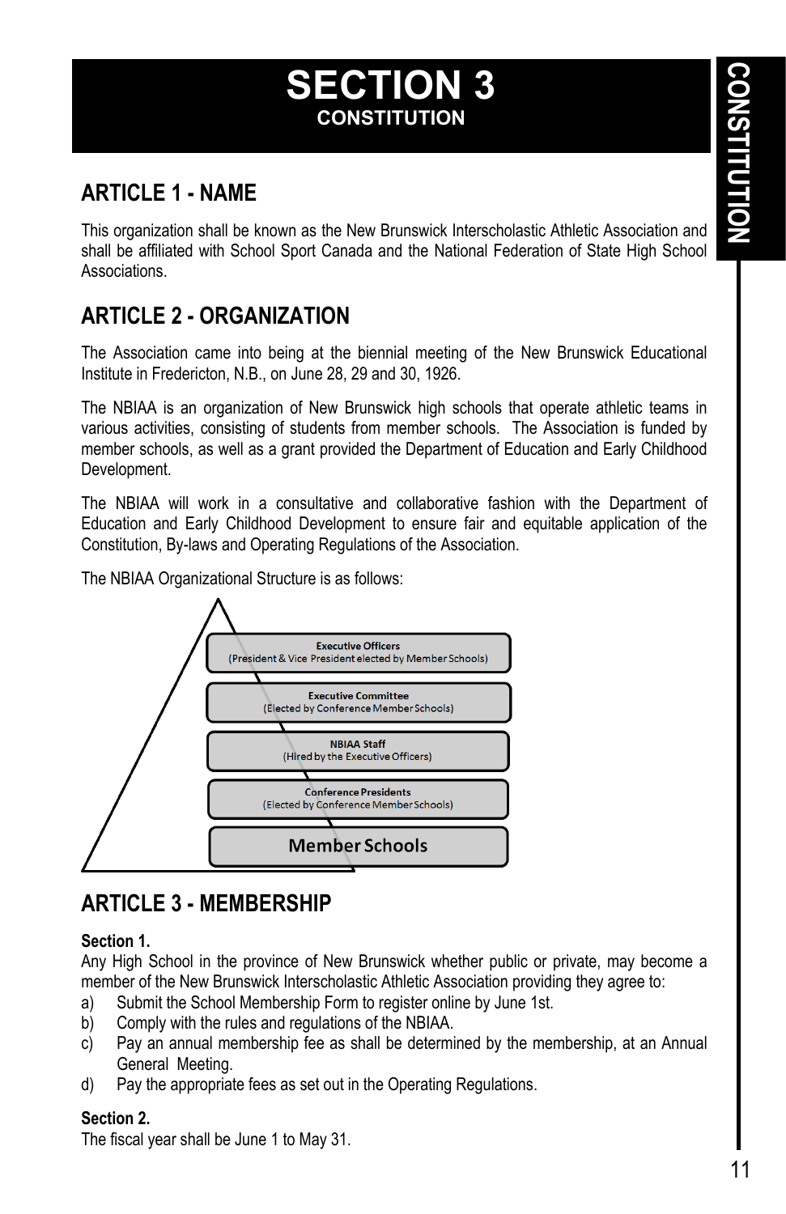# SECTION 3

## CONSTITUTION

## ARTICLE 1 - NAME

This organization shall be known as the New Brunswick Interscholastic Athletic Association and shall be affiliated with School Sport Canada and the National Federation of State High School Associations.

## ARTICLE 2 - ORGANIZATION

The Association came into being at the biennial meeting of the New Brunswick Educational Institute in Fredericton, N.B., on June 28, 29 and 30, 1926.

The NBIAA is an organization of New Brunswick high schools that operate athletic teams in various activities, consisting of students from member schools. The Association is funded by member schools, as well as a grant provided the Department of Education and Early Childhood Development.

The NBIAA will work in a consultative and collaborative fashion with the Department of Education and Early Childhood Development to ensure fair and equitable application of the Constitution, By-laws and Operating Regulations of the Association.

The NBIAA Organizational Structure is as follows:

- **Executive Officers** (President & Vice President elected by Member Schools)
- **Executive Committee** (Elected by Conference Member Schools)
- **NBIAA Staff** (Hired by the Executive Officers)
- **Conference Presidents** (Elected by Conference Member Schools)
- **Member Schools**

## ARTICLE 3 - MEMBERSHIP

**Section 1.**
Any High School in the province of New Brunswick whether public or private, may become a member of the New Brunswick Interscholastic Athletic Association providing they agree to:

a) Submit the School Membership Form to register online by June 1st.
b) Comply with the rules and regulations of the NBIAA.
c) Pay an annual membership fee as shall be determined by the membership, at an Annual General Meeting.
d) Pay the appropriate fees as set out in the Operating Regulations.

**Section 2.**
The fiscal year shall be June 1 to May 31.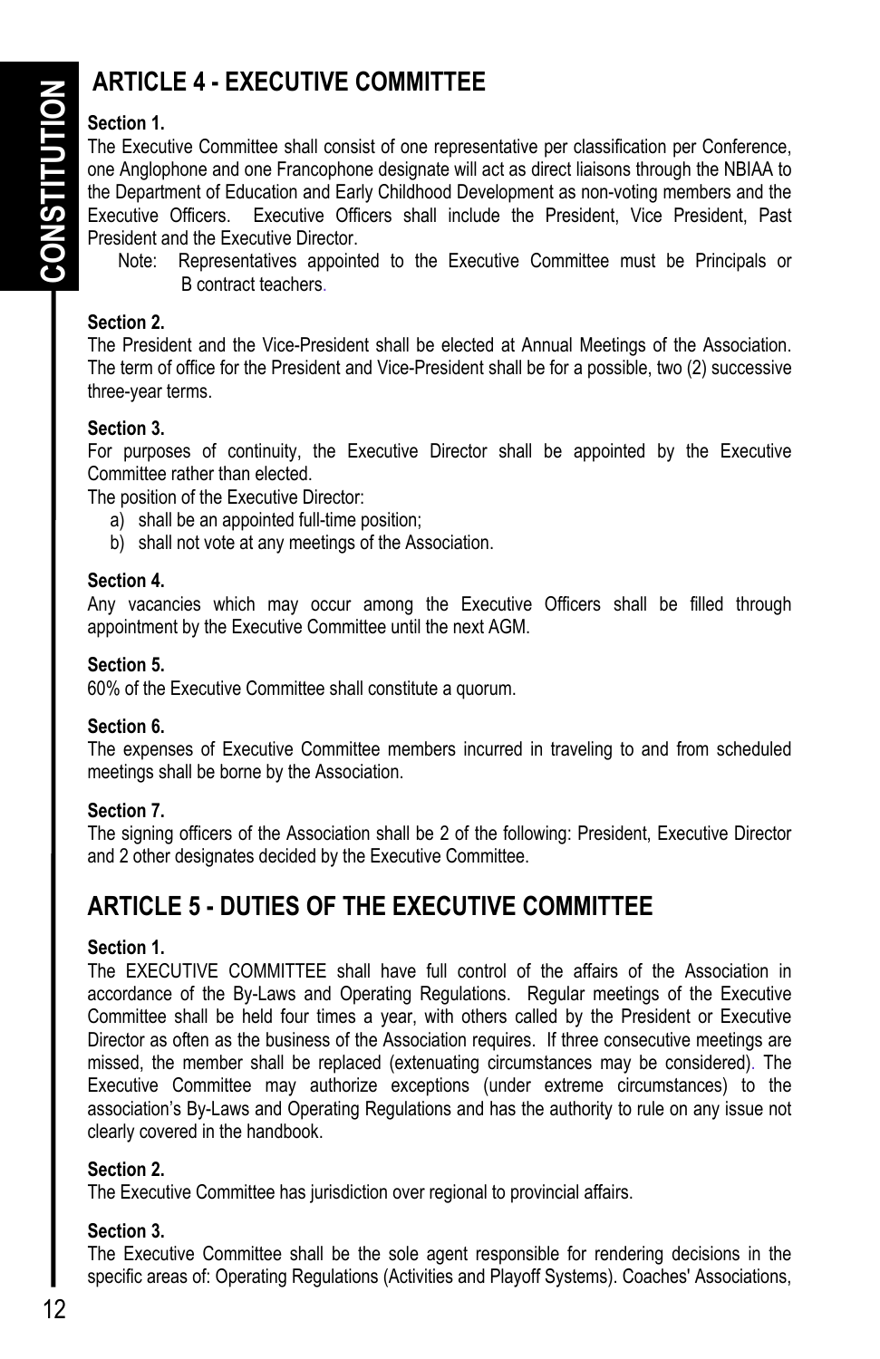## ARTICLE 4 - EXECUTIVE COMMITTEE

**Section 1.**
The Executive Committee shall consist of one representative per classification per Conference, one Anglophone and one Francophone designate will act as direct liaisons through the NBIAA to the Department of Education and Early Childhood Development as non-voting members and the Executive Officers. Executive Officers shall include the President, Vice President, Past President and the Executive Director.

Note: Representatives appointed to the Executive Committee must be Principals or B contract teachers.

**Section 2.**
The President and the Vice-President shall be elected at Annual Meetings of the Association. The term of office for the President and Vice-President shall be for a possible, two (2) successive three-year terms.

**Section 3.**
For purposes of continuity, the Executive Director shall be appointed by the Executive Committee rather than elected.
The position of the Executive Director:

a) shall be an appointed full-time position;
b) shall not vote at any meetings of the Association.

**Section 4.**
Any vacancies which may occur among the Executive Officers shall be filled through appointment by the Executive Committee until the next AGM.

**Section 5.**
60% of the Executive Committee shall constitute a quorum.

**Section 6.**
The expenses of Executive Committee members incurred in traveling to and from scheduled meetings shall be borne by the Association.

**Section 7.**
The signing officers of the Association shall be 2 of the following: President, Executive Director and 2 other designates decided by the Executive Committee.

## ARTICLE 5 - DUTIES OF THE EXECUTIVE COMMITTEE

**Section 1.**
The EXECUTIVE COMMITTEE shall have full control of the affairs of the Association in accordance of the By-Laws and Operating Regulations. Regular meetings of the Executive Committee shall be held four times a year, with others called by the President or Executive Director as often as the business of the Association requires. If three consecutive meetings are missed, the member shall be replaced (extenuating circumstances may be considered). The Executive Committee may authorize exceptions (under extreme circumstances) to the association's By-Laws and Operating Regulations and has the authority to rule on any issue not clearly covered in the handbook.

**Section 2.**
The Executive Committee has jurisdiction over regional to provincial affairs.

**Section 3.**
The Executive Committee shall be the sole agent responsible for rendering decisions in the specific areas of: Operating Regulations (Activities and Playoff Systems). Coaches' Associations,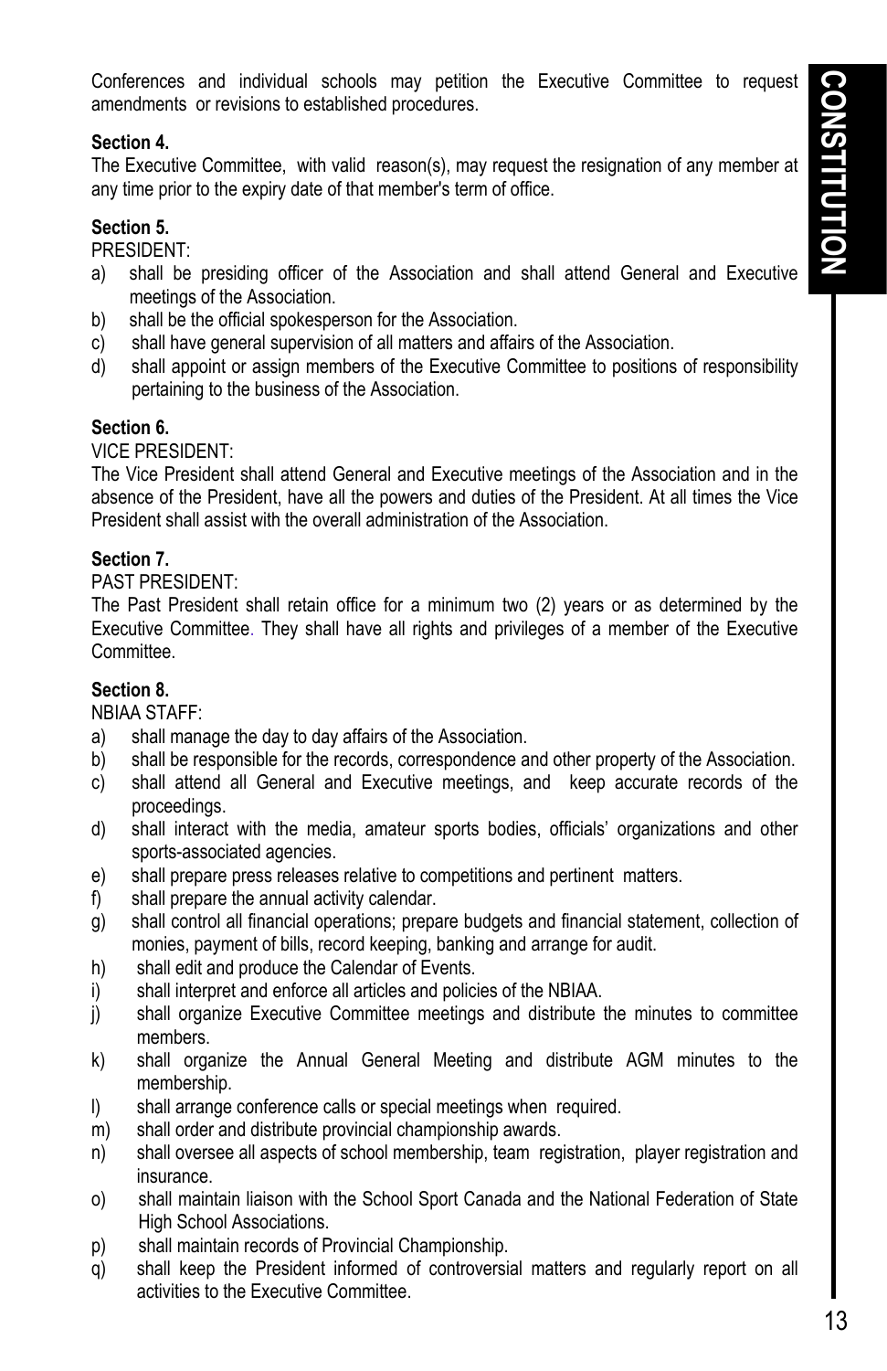Conferences and individual schools may petition the Executive Committee to request amendments or revisions to established procedures.

**Section 4.**

The Executive Committee, with valid reason(s), may request the resignation of any member at any time prior to the expiry date of that member's term of office.

**Section 5.**

PRESIDENT:

a) shall be presiding officer of the Association and shall attend General and Executive meetings of the Association.
b) shall be the official spokesperson for the Association.
c) shall have general supervision of all matters and affairs of the Association.
d) shall appoint or assign members of the Executive Committee to positions of responsibility pertaining to the business of the Association.

**Section 6.**

VICE PRESIDENT:

The Vice President shall attend General and Executive meetings of the Association and in the absence of the President, have all the powers and duties of the President. At all times the Vice President shall assist with the overall administration of the Association.

**Section 7.**

PAST PRESIDENT:

The Past President shall retain office for a minimum two (2) years or as determined by the Executive Committee. They shall have all rights and privileges of a member of the Executive Committee.

**Section 8.**

NBIAA STAFF:

a) shall manage the day to day affairs of the Association.
b) shall be responsible for the records, correspondence and other property of the Association.
c) shall attend all General and Executive meetings, and keep accurate records of the proceedings.
d) shall interact with the media, amateur sports bodies, officials' organizations and other sports-associated agencies.
e) shall prepare press releases relative to competitions and pertinent matters.
f) shall prepare the annual activity calendar.
g) shall control all financial operations; prepare budgets and financial statement, collection of monies, payment of bills, record keeping, banking and arrange for audit.
h) shall edit and produce the Calendar of Events.
i) shall interpret and enforce all articles and policies of the NBIAA.
j) shall organize Executive Committee meetings and distribute the minutes to committee members.
k) shall organize the Annual General Meeting and distribute AGM minutes to the membership.
l) shall arrange conference calls or special meetings when required.
m) shall order and distribute provincial championship awards.
n) shall oversee all aspects of school membership, team registration, player registration and insurance.
o) shall maintain liaison with the School Sport Canada and the National Federation of State High School Associations.
p) shall maintain records of Provincial Championship.
q) shall keep the President informed of controversial matters and regularly report on all activities to the Executive Committee.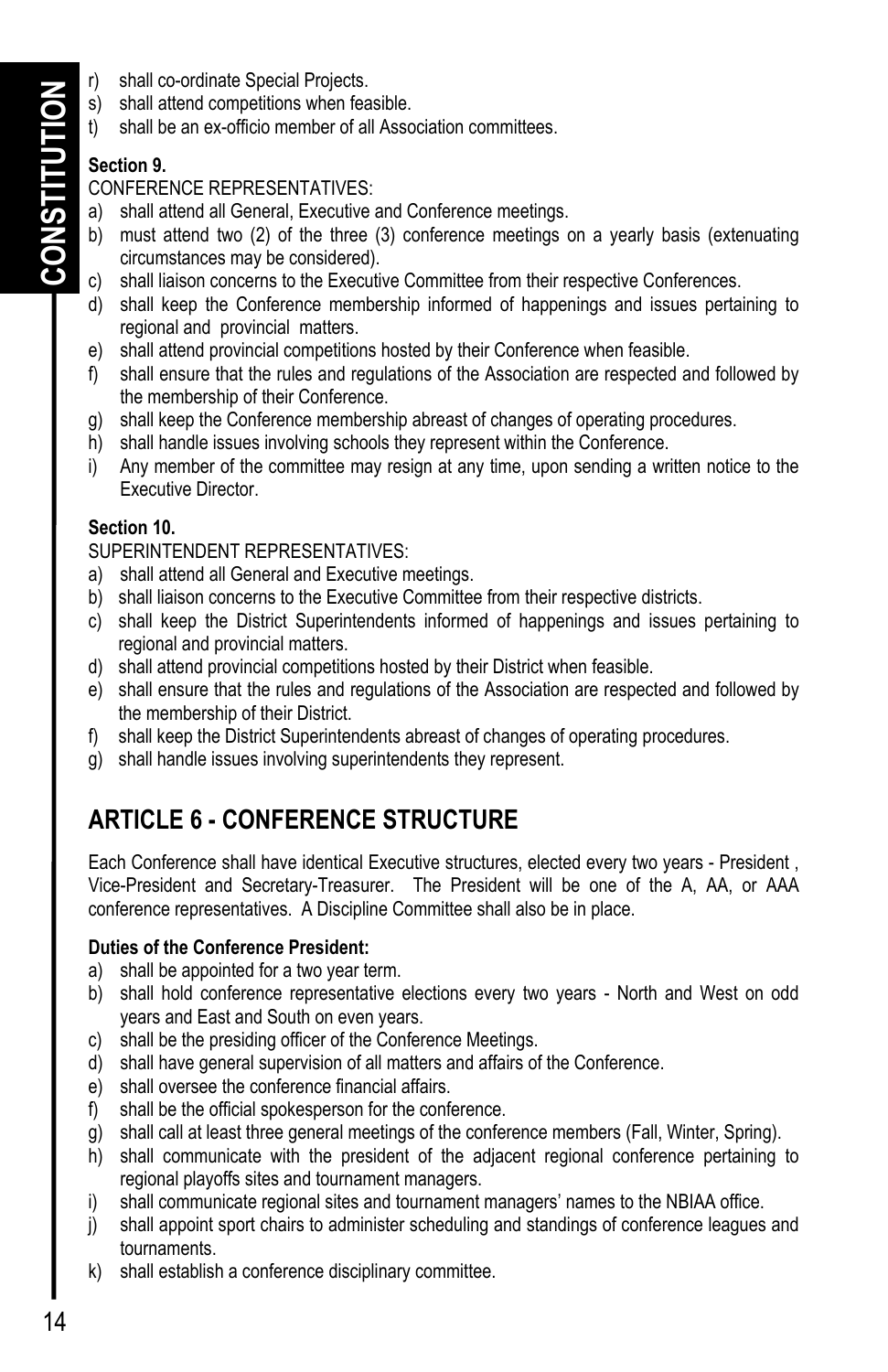r) shall co-ordinate Special Projects.
s) shall attend competitions when feasible.
t) shall be an ex-officio member of all Association committees.

**Section 9.**

CONFERENCE REPRESENTATIVES:

a) shall attend all General, Executive and Conference meetings.
b) must attend two (2) of the three (3) conference meetings on a yearly basis (extenuating circumstances may be considered).
c) shall liaison concerns to the Executive Committee from their respective Conferences.
d) shall keep the Conference membership informed of happenings and issues pertaining to regional and provincial matters.
e) shall attend provincial competitions hosted by their Conference when feasible.
f) shall ensure that the rules and regulations of the Association are respected and followed by the membership of their Conference.
g) shall keep the Conference membership abreast of changes of operating procedures.
h) shall handle issues involving schools they represent within the Conference.
i) Any member of the committee may resign at any time, upon sending a written notice to the Executive Director.

**Section 10.**

SUPERINTENDENT REPRESENTATIVES:

a) shall attend all General and Executive meetings.
b) shall liaison concerns to the Executive Committee from their respective districts.
c) shall keep the District Superintendents informed of happenings and issues pertaining to regional and provincial matters.
d) shall attend provincial competitions hosted by their District when feasible.
e) shall ensure that the rules and regulations of the Association are respected and followed by the membership of their District.
f) shall keep the District Superintendents abreast of changes of operating procedures.
g) shall handle issues involving superintendents they represent.

## ARTICLE 6 - CONFERENCE STRUCTURE

Each Conference shall have identical Executive structures, elected every two years - President , Vice-President and Secretary-Treasurer. The President will be one of the A, AA, or AAA conference representatives. A Discipline Committee shall also be in place.

**Duties of the Conference President:**

a) shall be appointed for a two year term.
b) shall hold conference representative elections every two years - North and West on odd years and East and South on even years.
c) shall be the presiding officer of the Conference Meetings.
d) shall have general supervision of all matters and affairs of the Conference.
e) shall oversee the conference financial affairs.
f) shall be the official spokesperson for the conference.
g) shall call at least three general meetings of the conference members (Fall, Winter, Spring).
h) shall communicate with the president of the adjacent regional conference pertaining to regional playoffs sites and tournament managers.
i) shall communicate regional sites and tournament managers' names to the NBIAA office.
j) shall appoint sport chairs to administer scheduling and standings of conference leagues and tournaments.
k) shall establish a conference disciplinary committee.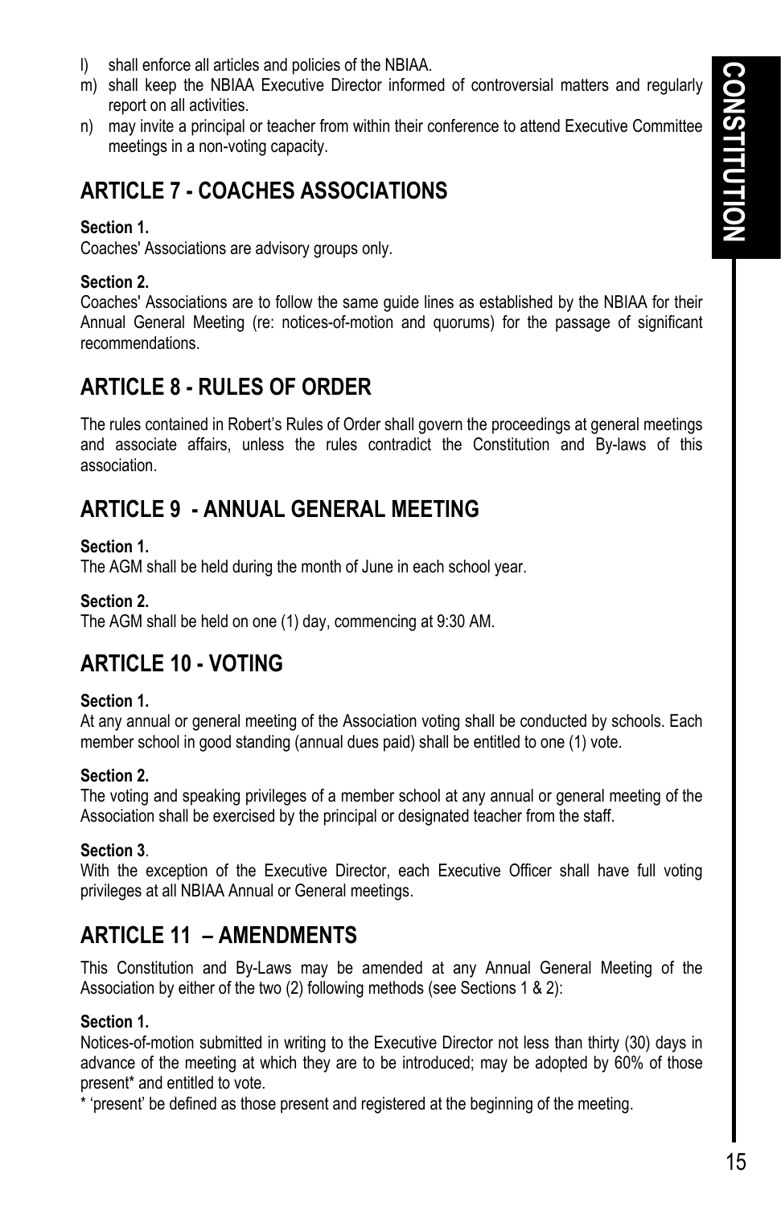l) shall enforce all articles and policies of the NBIAA.
m) shall keep the NBIAA Executive Director informed of controversial matters and regularly report on all activities.
n) may invite a principal or teacher from within their conference to attend Executive Committee meetings in a non-voting capacity.

## ARTICLE 7 - COACHES ASSOCIATIONS

**Section 1.**
Coaches' Associations are advisory groups only.

**Section 2.**
Coaches' Associations are to follow the same guide lines as established by the NBIAA for their Annual General Meeting (re: notices-of-motion and quorums) for the passage of significant recommendations.

## ARTICLE 8 - RULES OF ORDER

The rules contained in Robert's Rules of Order shall govern the proceedings at general meetings and associate affairs, unless the rules contradict the Constitution and By-laws of this association.

## ARTICLE 9 - ANNUAL GENERAL MEETING

**Section 1.**
The AGM shall be held during the month of June in each school year.

**Section 2.**
The AGM shall be held on one (1) day, commencing at 9:30 AM.

## ARTICLE 10 - VOTING

**Section 1.**
At any annual or general meeting of the Association voting shall be conducted by schools. Each member school in good standing (annual dues paid) shall be entitled to one (1) vote.

**Section 2.**
The voting and speaking privileges of a member school at any annual or general meeting of the Association shall be exercised by the principal or designated teacher from the staff.

**Section 3**.
With the exception of the Executive Director, each Executive Officer shall have full voting privileges at all NBIAA Annual or General meetings.

## ARTICLE 11 – AMENDMENTS

This Constitution and By-Laws may be amended at any Annual General Meeting of the Association by either of the two (2) following methods (see Sections 1 & 2):

**Section 1.**
Notices-of-motion submitted in writing to the Executive Director not less than thirty (30) days in advance of the meeting at which they are to be introduced; may be adopted by 60% of those present* and entitled to vote.

* 'present' be defined as those present and registered at the beginning of the meeting.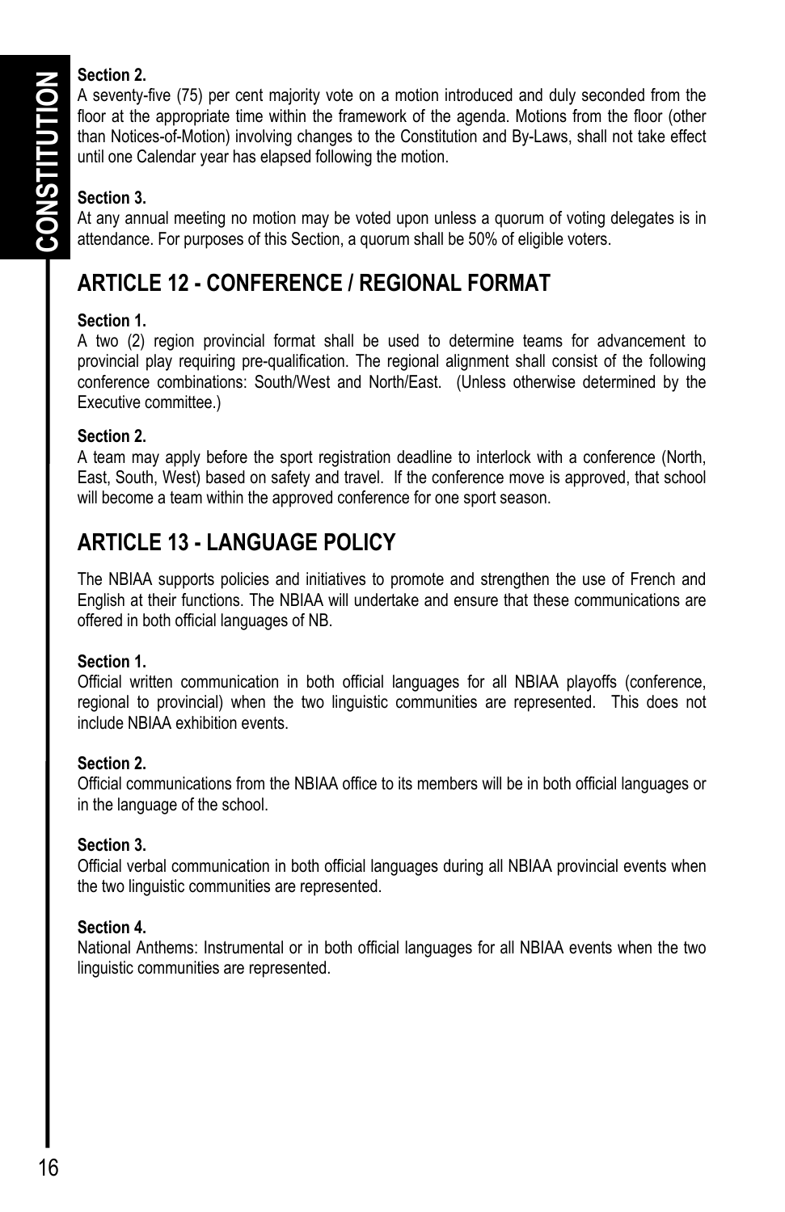**Section 2.**
A seventy-five (75) per cent majority vote on a motion introduced and duly seconded from the floor at the appropriate time within the framework of the agenda. Motions from the floor (other than Notices-of-Motion) involving changes to the Constitution and By-Laws, shall not take effect until one Calendar year has elapsed following the motion.

**Section 3.**
At any annual meeting no motion may be voted upon unless a quorum of voting delegates is in attendance. For purposes of this Section, a quorum shall be 50% of eligible voters.

## ARTICLE 12 - CONFERENCE / REGIONAL FORMAT

**Section 1.**
A two (2) region provincial format shall be used to determine teams for advancement to provincial play requiring pre-qualification. The regional alignment shall consist of the following conference combinations: South/West and North/East. (Unless otherwise determined by the Executive committee.)

**Section 2.**
A team may apply before the sport registration deadline to interlock with a conference (North, East, South, West) based on safety and travel. If the conference move is approved, that school will become a team within the approved conference for one sport season.

## ARTICLE 13 - LANGUAGE POLICY

The NBIAA supports policies and initiatives to promote and strengthen the use of French and English at their functions. The NBIAA will undertake and ensure that these communications are offered in both official languages of NB.

**Section 1.**
Official written communication in both official languages for all NBIAA playoffs (conference, regional to provincial) when the two linguistic communities are represented. This does not include NBIAA exhibition events.

**Section 2.**
Official communications from the NBIAA office to its members will be in both official languages or in the language of the school.

**Section 3.**
Official verbal communication in both official languages during all NBIAA provincial events when the two linguistic communities are represented.

**Section 4.**
National Anthems: Instrumental or in both official languages for all NBIAA events when the two linguistic communities are represented.